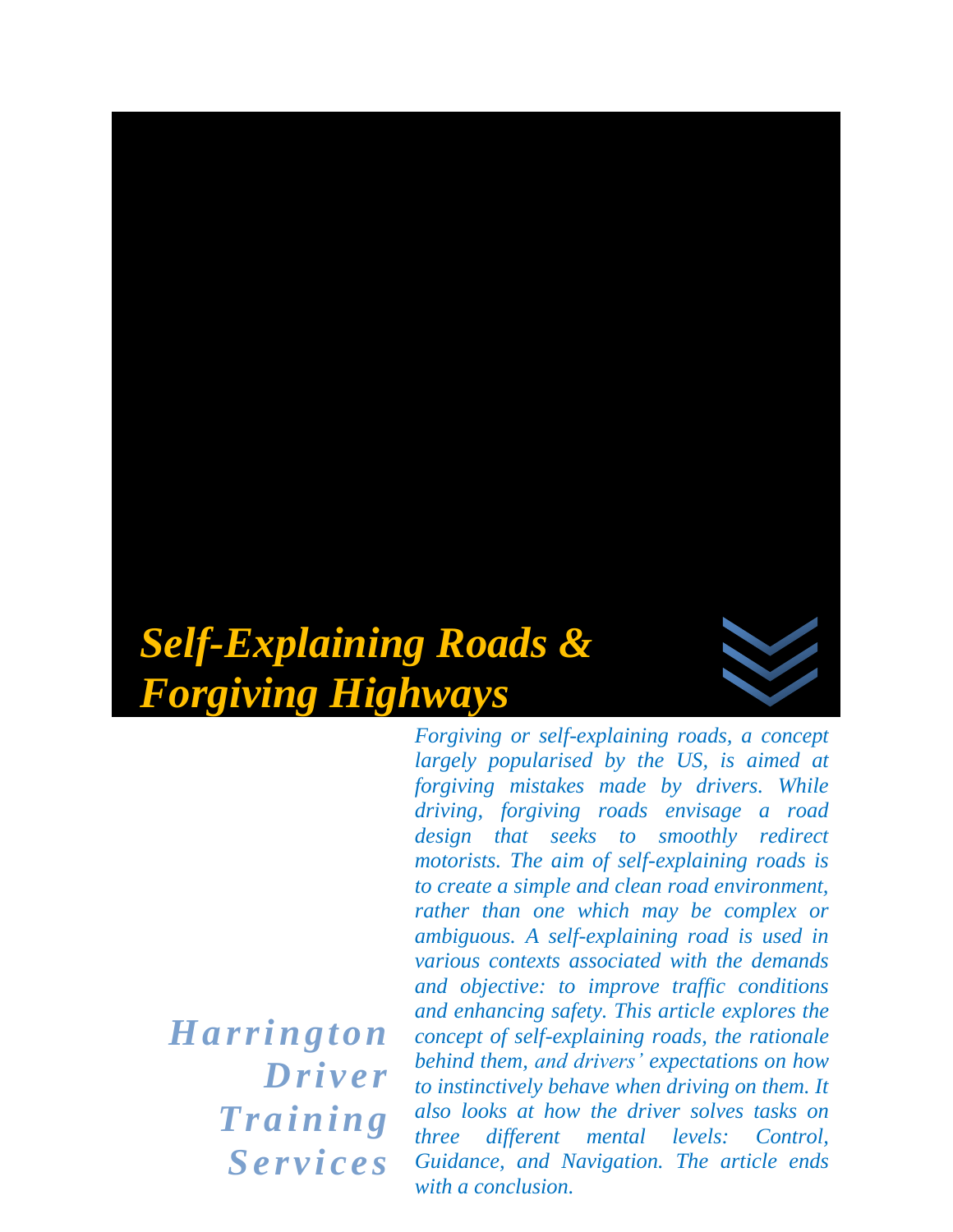# *Self-Explaining Roads & Forgiving Highways*

**Harrington Driver Training Services**

*Forgiving or self-explaining roads, a concept largely popularised by the US, is aimed at forgiving mistakes made by drivers. While driving, forgiving roads envisage a road design that seeks to smoothly redirect motorists. The aim of self-explaining roads is to create a simple and clean road environment, rather than one which may be complex or ambiguous. A self-explaining road is used in various contexts associated with the demands and objective: to improve traffic conditions and enhancing safety. This article explores the concept of self-explaining roads, the rationale behind them, and drivers' expectations on how to instinctively behave when driving on them. It also looks at how the driver solves tasks on three different mental levels: Control, Guidance, and Navigation. The article ends with a conclusion.*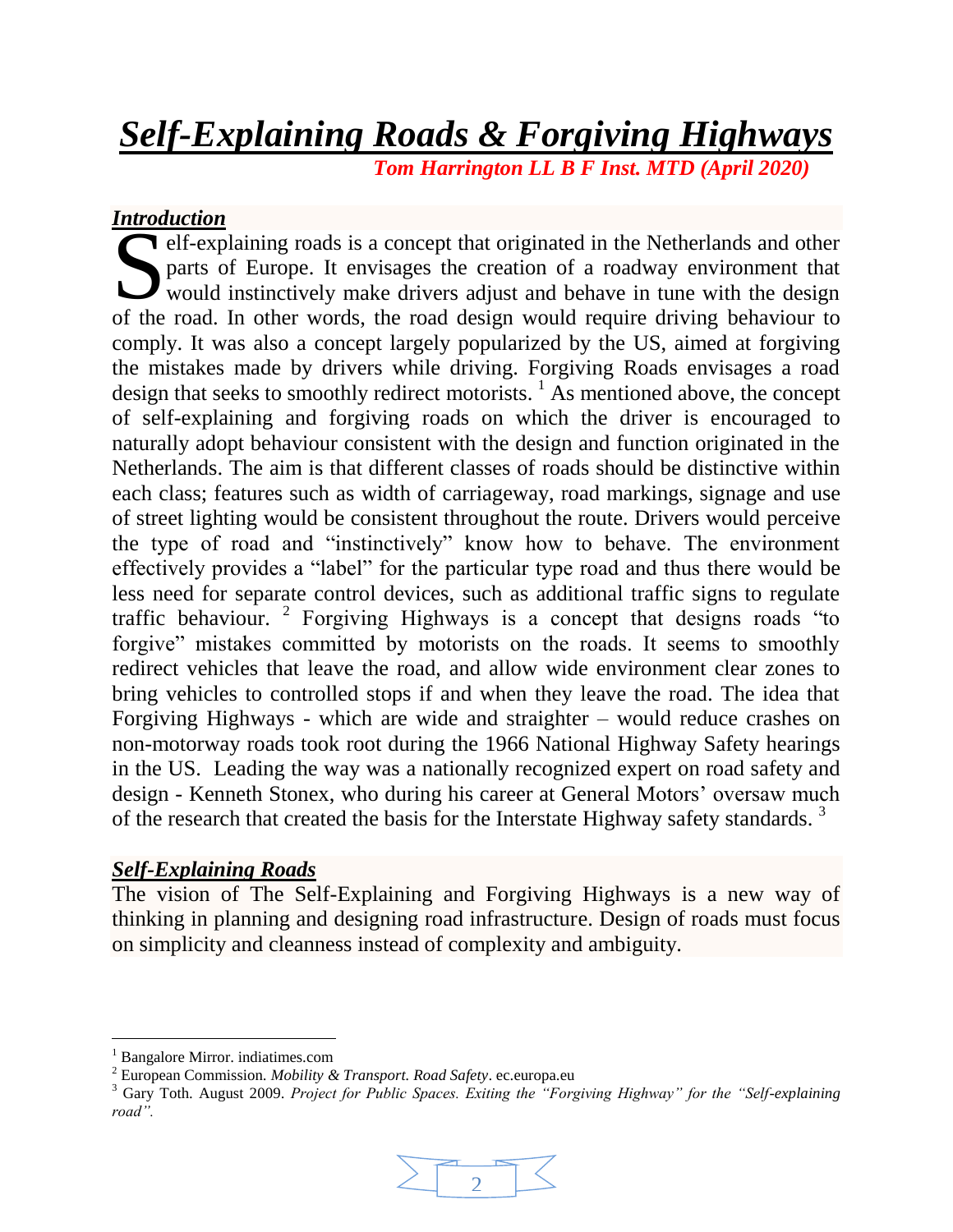# *Self-Explaining Roads & Forgiving Highways*

***Tom Harrington LL B F Inst. MTD (April 2020)***

## *Introduction*

Self-explaining roads is a concept that originated in the Netherlands and other parts of Europe. It envisages the creation of a roadway environment that would instinctively make drivers adjust and behave in tune with the design of the road. In other words, the road design would require driving behaviour to comply. It was also a concept largely popularized by the US, aimed at forgiving the mistakes made by drivers while driving. Forgiving Roads envisages a road design that seeks to smoothly redirect motorists. [1] As mentioned above, the concept of self-explaining and forgiving roads on which the driver is encouraged to naturally adopt behaviour consistent with the design and function originated in the Netherlands. The aim is that different classes of roads should be distinctive within each class; features such as width of carriageway, road markings, signage and use of street lighting would be consistent throughout the route. Drivers would perceive the type of road and "instinctively" know how to behave. The environment effectively provides a "label" for the particular type road and thus there would be less need for separate control devices, such as additional traffic signs to regulate traffic behaviour. [2] Forgiving Highways is a concept that designs roads "to forgive" mistakes committed by motorists on the roads. It seems to smoothly redirect vehicles that leave the road, and allow wide environment clear zones to bring vehicles to controlled stops if and when they leave the road. The idea that Forgiving Highways - which are wide and straighter – would reduce crashes on non-motorway roads took root during the 1966 National Highway Safety hearings in the US. Leading the way was a nationally recognized expert on road safety and design - Kenneth Stonex, who during his career at General Motors' oversaw much of the research that created the basis for the Interstate Highway safety standards. [3]

## *Self-Explaining Roads*

The vision of The Self-Explaining and Forgiving Highways is a new way of thinking in planning and designing road infrastructure. Design of roads must focus on simplicity and cleanness instead of complexity and ambiguity.

---

[1] Bangalore Mirror. indiatimes.com

[2] European Commission. *Mobility & Transport. Road Safety*. ec.europa.eu

[3] Gary Toth. August 2009. *Project for Public Spaces. Exiting the "Forgiving Highway" for the "Self-explaining road".*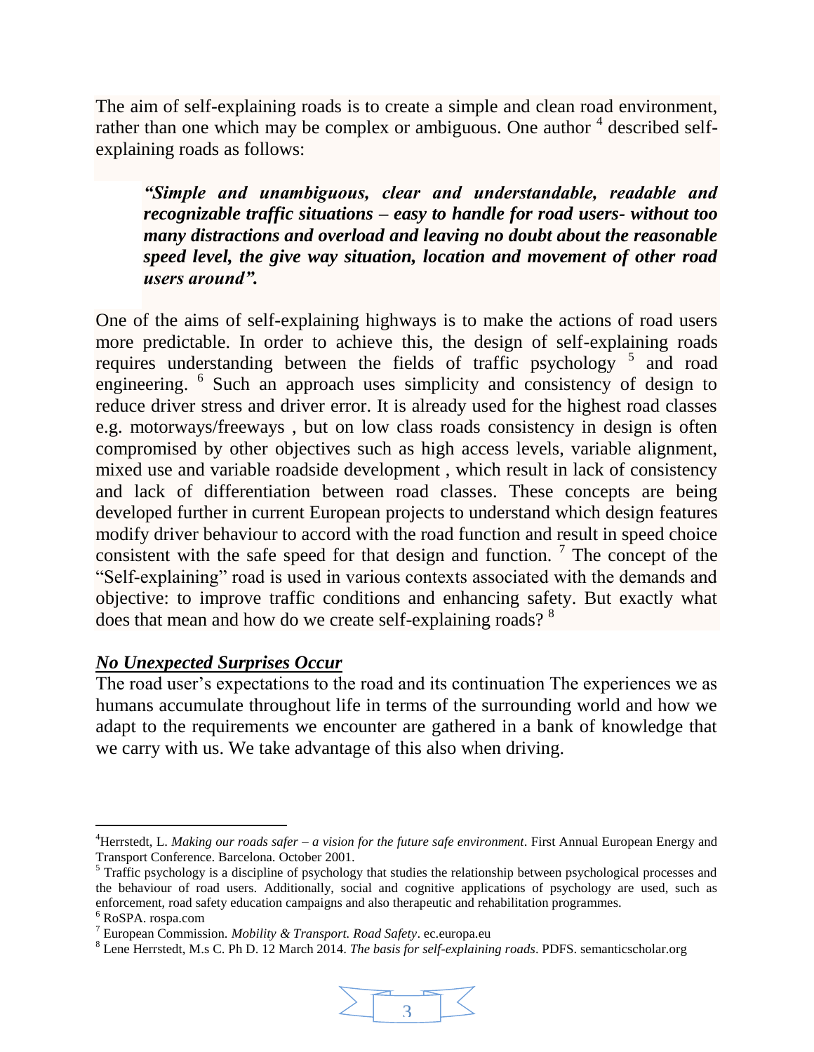The aim of self-explaining roads is to create a simple and clean road environment, rather than one which may be complex or ambiguous. One author [4] described self-explaining roads as follows:

> ***"Simple and unambiguous, clear and understandable, readable and recognizable traffic situations – easy to handle for road users- without too many distractions and overload and leaving no doubt about the reasonable speed level, the give way situation, location and movement of other road users around".***

One of the aims of self-explaining highways is to make the actions of road users more predictable. In order to achieve this, the design of self-explaining roads requires understanding between the fields of traffic psychology [5] and road engineering. [6] Such an approach uses simplicity and consistency of design to reduce driver stress and driver error. It is already used for the highest road classes e.g. motorways/freeways , but on low class roads consistency in design is often compromised by other objectives such as high access levels, variable alignment, mixed use and variable roadside development , which result in lack of consistency and lack of differentiation between road classes. These concepts are being developed further in current European projects to understand which design features modify driver behaviour to accord with the road function and result in speed choice consistent with the safe speed for that design and function. [7] The concept of the "Self-explaining" road is used in various contexts associated with the demands and objective: to improve traffic conditions and enhancing safety. But exactly what does that mean and how do we create self-explaining roads? [8]

## ***No Unexpected Surprises Occur***

The road user's expectations to the road and its continuation The experiences we as humans accumulate throughout life in terms of the surrounding world and how we adapt to the requirements we encounter are gathered in a bank of knowledge that we carry with us. We take advantage of this also when driving.

---

[4] Herrstedt, L. *Making our roads safer – a vision for the future safe environment*. First Annual European Energy and Transport Conference. Barcelona. October 2001.

[5] Traffic psychology is a discipline of psychology that studies the relationship between psychological processes and the behaviour of road users. Additionally, social and cognitive applications of psychology are used, such as enforcement, road safety education campaigns and also therapeutic and rehabilitation programmes.

[6] RoSPA. rospa.com

[7] European Commission. *Mobility & Transport. Road Safety*. ec.europa.eu

[8] Lene Herrstedt, M.s C. Ph D. 12 March 2014. *The basis for self-explaining roads*. PDFS. semanticscholar.org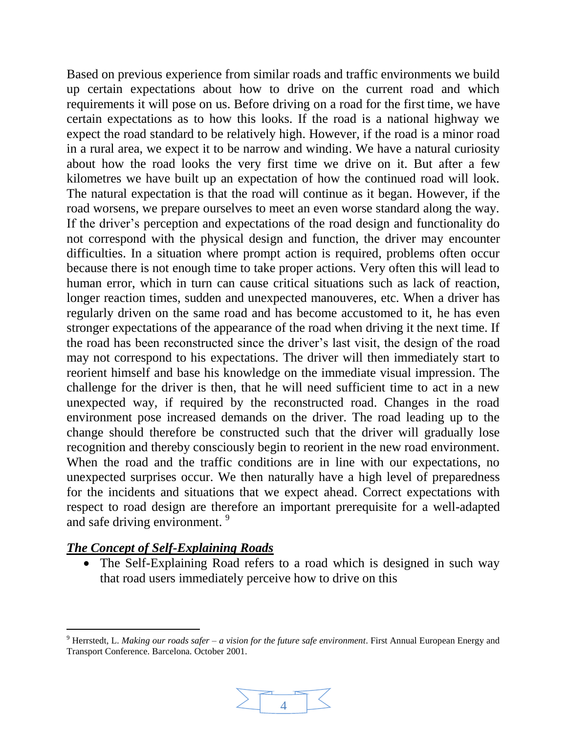Based on previous experience from similar roads and traffic environments we build up certain expectations about how to drive on the current road and which requirements it will pose on us. Before driving on a road for the first time, we have certain expectations as to how this looks. If the road is a national highway we expect the road standard to be relatively high. However, if the road is a minor road in a rural area, we expect it to be narrow and winding. We have a natural curiosity about how the road looks the very first time we drive on it. But after a few kilometres we have built up an expectation of how the continued road will look. The natural expectation is that the road will continue as it began. However, if the road worsens, we prepare ourselves to meet an even worse standard along the way. If the driver's perception and expectations of the road design and functionality do not correspond with the physical design and function, the driver may encounter difficulties. In a situation where prompt action is required, problems often occur because there is not enough time to take proper actions. Very often this will lead to human error, which in turn can cause critical situations such as lack of reaction, longer reaction times, sudden and unexpected manouveres, etc. When a driver has regularly driven on the same road and has become accustomed to it, he has even stronger expectations of the appearance of the road when driving it the next time. If the road has been reconstructed since the driver's last visit, the design of the road may not correspond to his expectations. The driver will then immediately start to reorient himself and base his knowledge on the immediate visual impression. The challenge for the driver is then, that he will need sufficient time to act in a new unexpected way, if required by the reconstructed road. Changes in the road environment pose increased demands on the driver. The road leading up to the change should therefore be constructed such that the driver will gradually lose recognition and thereby consciously begin to reorient in the new road environment. When the road and the traffic conditions are in line with our expectations, no unexpected surprises occur. We then naturally have a high level of preparedness for the incidents and situations that we expect ahead. Correct expectations with respect to road design are therefore an important prerequisite for a well-adapted and safe driving environment. [9]

***The Concept of Self-Explaining Roads***

- The Self-Explaining Road refers to a road which is designed in such way that road users immediately perceive how to drive on this

---

[9] Herrstedt, L. *Making our roads safer – a vision for the future safe environment*. First Annual European Energy and Transport Conference. Barcelona. October 2001.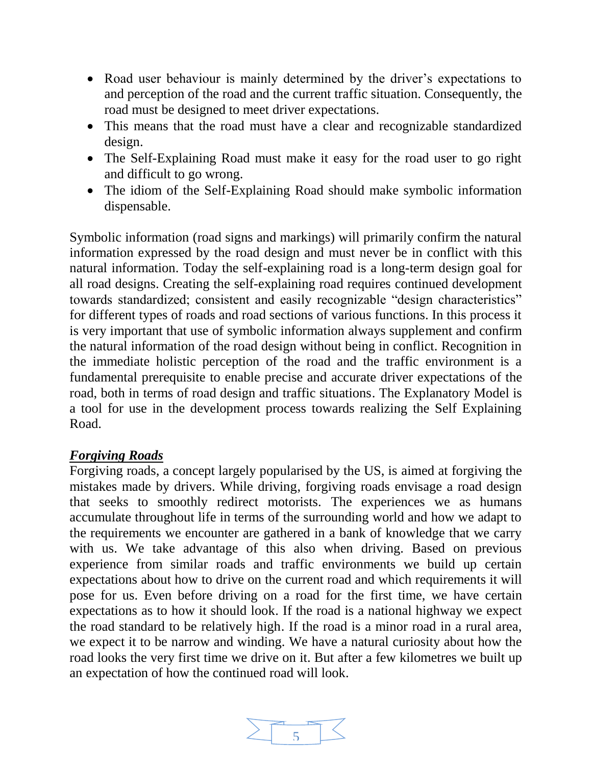- Road user behaviour is mainly determined by the driver's expectations to and perception of the road and the current traffic situation. Consequently, the road must be designed to meet driver expectations.
- This means that the road must have a clear and recognizable standardized design.
- The Self-Explaining Road must make it easy for the road user to go right and difficult to go wrong.
- The idiom of the Self-Explaining Road should make symbolic information dispensable.

Symbolic information (road signs and markings) will primarily confirm the natural information expressed by the road design and must never be in conflict with this natural information. Today the self-explaining road is a long-term design goal for all road designs. Creating the self-explaining road requires continued development towards standardized; consistent and easily recognizable "design characteristics" for different types of roads and road sections of various functions. In this process it is very important that use of symbolic information always supplement and confirm the natural information of the road design without being in conflict. Recognition in the immediate holistic perception of the road and the traffic environment is a fundamental prerequisite to enable precise and accurate driver expectations of the road, both in terms of road design and traffic situations. The Explanatory Model is a tool for use in the development process towards realizing the Self Explaining Road.

***<u>Forgiving Roads</u>***

Forgiving roads, a concept largely popularised by the US, is aimed at forgiving the mistakes made by drivers. While driving, forgiving roads envisage a road design that seeks to smoothly redirect motorists. The experiences we as humans accumulate throughout life in terms of the surrounding world and how we adapt to the requirements we encounter are gathered in a bank of knowledge that we carry with us. We take advantage of this also when driving. Based on previous experience from similar roads and traffic environments we build up certain expectations about how to drive on the current road and which requirements it will pose for us. Even before driving on a road for the first time, we have certain expectations as to how it should look. If the road is a national highway we expect the road standard to be relatively high. If the road is a minor road in a rural area, we expect it to be narrow and winding. We have a natural curiosity about how the road looks the very first time we drive on it. But after a few kilometres we built up an expectation of how the continued road will look.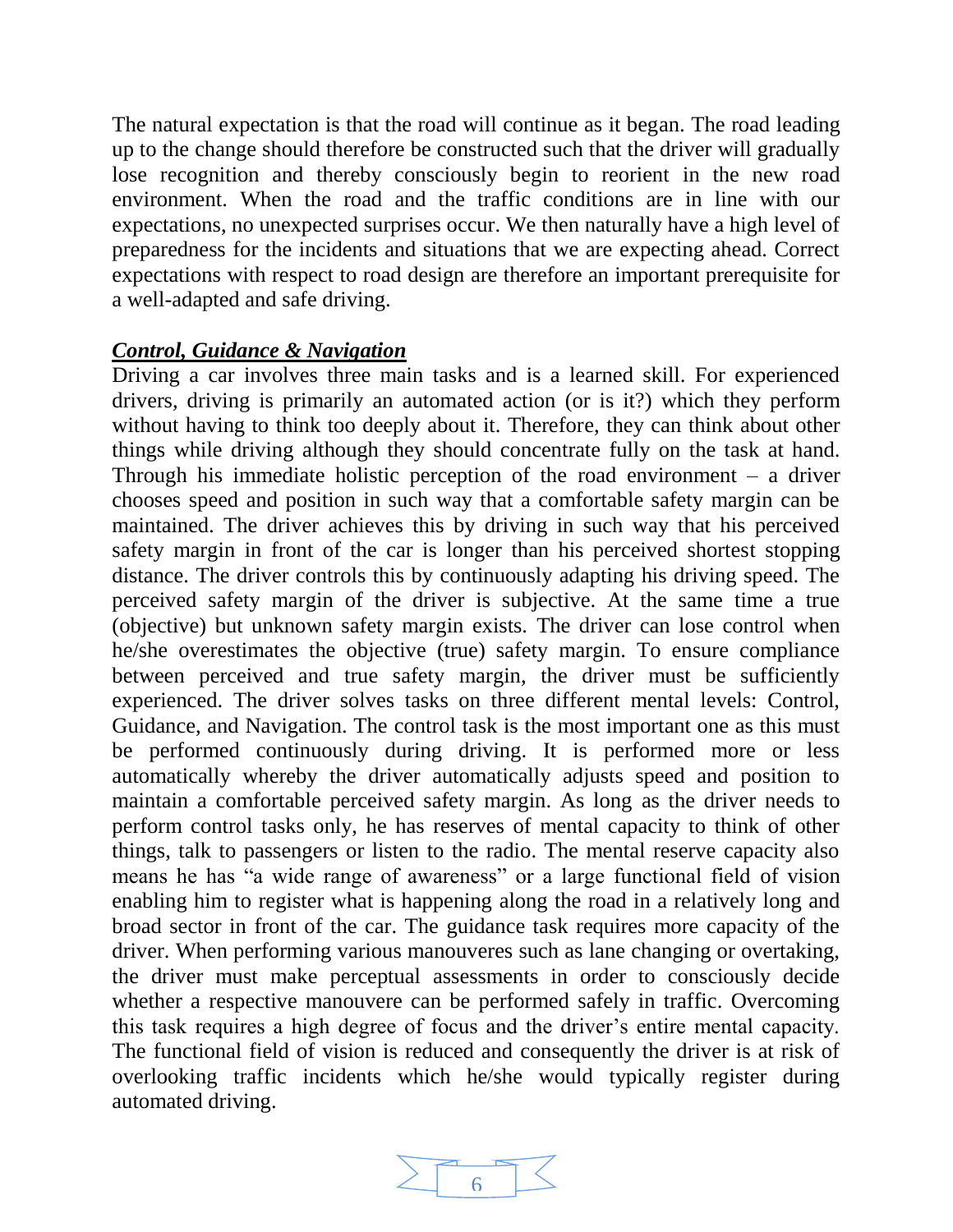The natural expectation is that the road will continue as it began. The road leading up to the change should therefore be constructed such that the driver will gradually lose recognition and thereby consciously begin to reorient in the new road environment. When the road and the traffic conditions are in line with our expectations, no unexpected surprises occur. We then naturally have a high level of preparedness for the incidents and situations that we are expecting ahead. Correct expectations with respect to road design are therefore an important prerequisite for a well-adapted and safe driving.

***Control, Guidance & Navigation***

Driving a car involves three main tasks and is a learned skill. For experienced drivers, driving is primarily an automated action (or is it?) which they perform without having to think too deeply about it. Therefore, they can think about other things while driving although they should concentrate fully on the task at hand. Through his immediate holistic perception of the road environment – a driver chooses speed and position in such way that a comfortable safety margin can be maintained. The driver achieves this by driving in such way that his perceived safety margin in front of the car is longer than his perceived shortest stopping distance. The driver controls this by continuously adapting his driving speed. The perceived safety margin of the driver is subjective. At the same time a true (objective) but unknown safety margin exists. The driver can lose control when he/she overestimates the objective (true) safety margin. To ensure compliance between perceived and true safety margin, the driver must be sufficiently experienced. The driver solves tasks on three different mental levels: Control, Guidance, and Navigation. The control task is the most important one as this must be performed continuously during driving. It is performed more or less automatically whereby the driver automatically adjusts speed and position to maintain a comfortable perceived safety margin. As long as the driver needs to perform control tasks only, he has reserves of mental capacity to think of other things, talk to passengers or listen to the radio. The mental reserve capacity also means he has "a wide range of awareness" or a large functional field of vision enabling him to register what is happening along the road in a relatively long and broad sector in front of the car. The guidance task requires more capacity of the driver. When performing various manouveres such as lane changing or overtaking, the driver must make perceptual assessments in order to consciously decide whether a respective manouvere can be performed safely in traffic. Overcoming this task requires a high degree of focus and the driver's entire mental capacity. The functional field of vision is reduced and consequently the driver is at risk of overlooking traffic incidents which he/she would typically register during automated driving.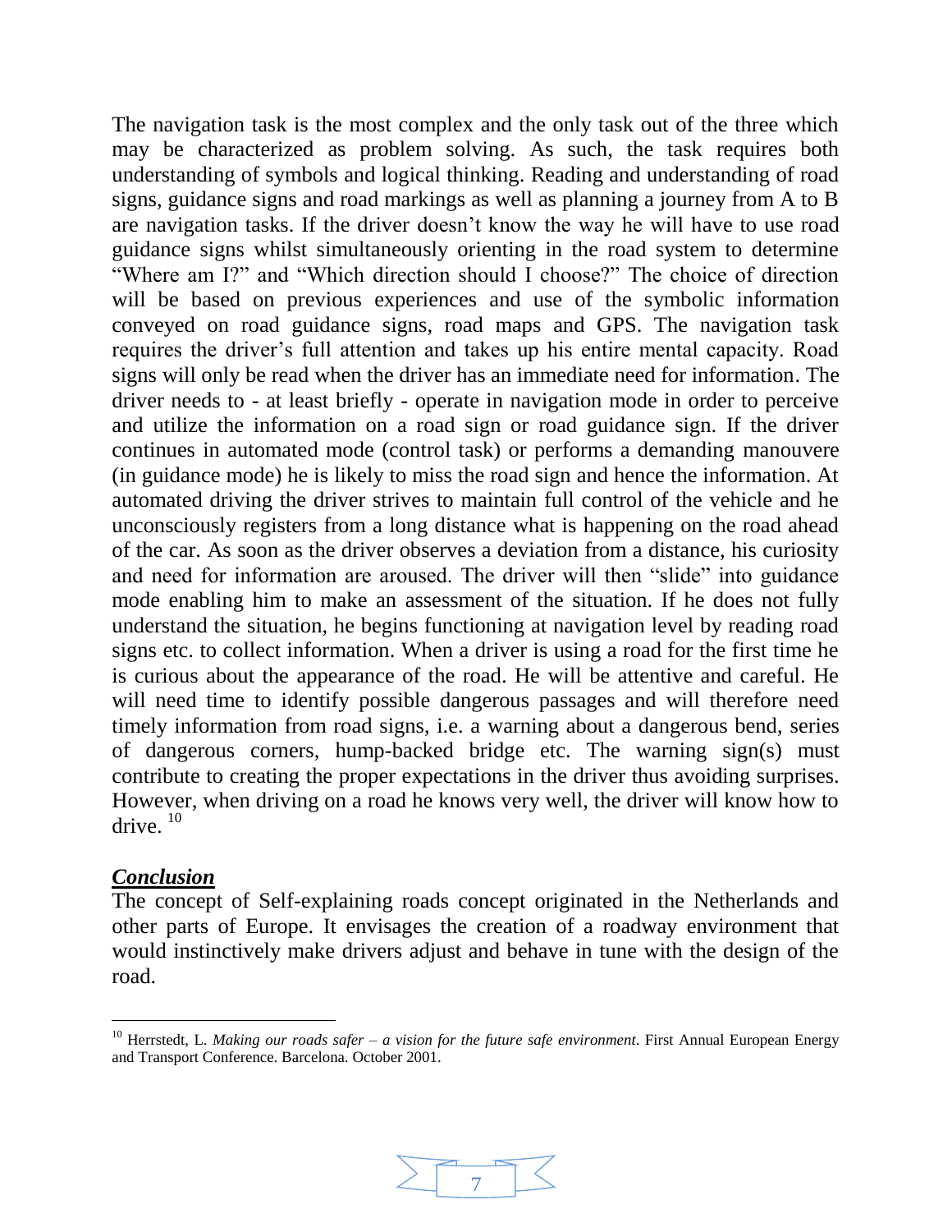The navigation task is the most complex and the only task out of the three which may be characterized as problem solving. As such, the task requires both understanding of symbols and logical thinking. Reading and understanding of road signs, guidance signs and road markings as well as planning a journey from A to B are navigation tasks. If the driver doesn't know the way he will have to use road guidance signs whilst simultaneously orienting in the road system to determine "Where am I?" and "Which direction should I choose?" The choice of direction will be based on previous experiences and use of the symbolic information conveyed on road guidance signs, road maps and GPS. The navigation task requires the driver's full attention and takes up his entire mental capacity. Road signs will only be read when the driver has an immediate need for information. The driver needs to - at least briefly - operate in navigation mode in order to perceive and utilize the information on a road sign or road guidance sign. If the driver continues in automated mode (control task) or performs a demanding manouvere (in guidance mode) he is likely to miss the road sign and hence the information. At automated driving the driver strives to maintain full control of the vehicle and he unconsciously registers from a long distance what is happening on the road ahead of the car. As soon as the driver observes a deviation from a distance, his curiosity and need for information are aroused. The driver will then "slide" into guidance mode enabling him to make an assessment of the situation. If he does not fully understand the situation, he begins functioning at navigation level by reading road signs etc. to collect information. When a driver is using a road for the first time he is curious about the appearance of the road. He will be attentive and careful. He will need time to identify possible dangerous passages and will therefore need timely information from road signs, i.e. a warning about a dangerous bend, series of dangerous corners, hump-backed bridge etc. The warning sign(s) must contribute to creating the proper expectations in the driver thus avoiding surprises. However, when driving on a road he knows very well, the driver will know how to drive. [10]

## ***Conclusion***

The concept of Self-explaining roads concept originated in the Netherlands and other parts of Europe. It envisages the creation of a roadway environment that would instinctively make drivers adjust and behave in tune with the design of the road.

---

[10] Herrstedt, L. *Making our roads safer – a vision for the future safe environment*. First Annual European Energy and Transport Conference. Barcelona. October 2001.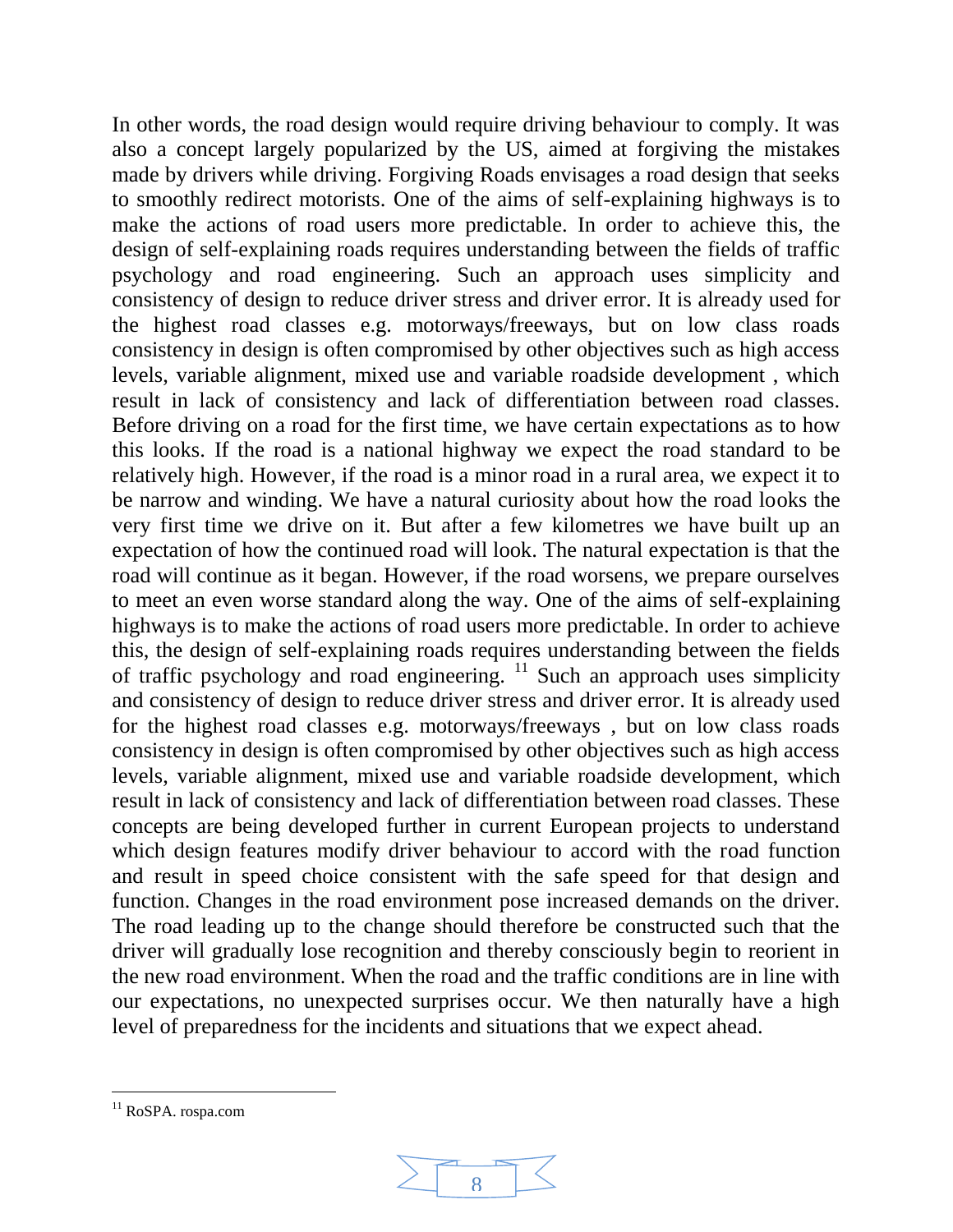In other words, the road design would require driving behaviour to comply. It was also a concept largely popularized by the US, aimed at forgiving the mistakes made by drivers while driving. Forgiving Roads envisages a road design that seeks to smoothly redirect motorists. One of the aims of self-explaining highways is to make the actions of road users more predictable. In order to achieve this, the design of self-explaining roads requires understanding between the fields of traffic psychology and road engineering. Such an approach uses simplicity and consistency of design to reduce driver stress and driver error. It is already used for the highest road classes e.g. motorways/freeways, but on low class roads consistency in design is often compromised by other objectives such as high access levels, variable alignment, mixed use and variable roadside development , which result in lack of consistency and lack of differentiation between road classes. Before driving on a road for the first time, we have certain expectations as to how this looks. If the road is a national highway we expect the road standard to be relatively high. However, if the road is a minor road in a rural area, we expect it to be narrow and winding. We have a natural curiosity about how the road looks the very first time we drive on it. But after a few kilometres we have built up an expectation of how the continued road will look. The natural expectation is that the road will continue as it began. However, if the road worsens, we prepare ourselves to meet an even worse standard along the way. One of the aims of self-explaining highways is to make the actions of road users more predictable. In order to achieve this, the design of self-explaining roads requires understanding between the fields of traffic psychology and road engineering. [11] Such an approach uses simplicity and consistency of design to reduce driver stress and driver error. It is already used for the highest road classes e.g. motorways/freeways , but on low class roads consistency in design is often compromised by other objectives such as high access levels, variable alignment, mixed use and variable roadside development, which result in lack of consistency and lack of differentiation between road classes. These concepts are being developed further in current European projects to understand which design features modify driver behaviour to accord with the road function and result in speed choice consistent with the safe speed for that design and function. Changes in the road environment pose increased demands on the driver. The road leading up to the change should therefore be constructed such that the driver will gradually lose recognition and thereby consciously begin to reorient in the new road environment. When the road and the traffic conditions are in line with our expectations, no unexpected surprises occur. We then naturally have a high level of preparedness for the incidents and situations that we expect ahead.

[11] RoSPA. rospa.com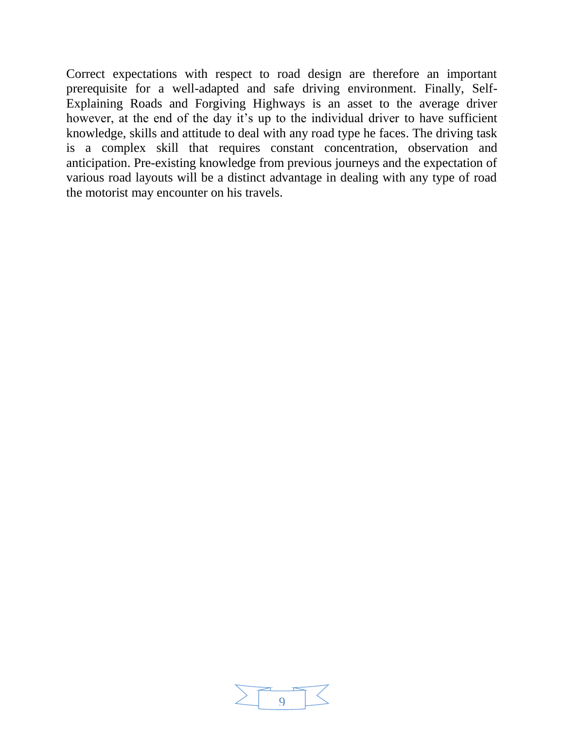Correct expectations with respect to road design are therefore an important prerequisite for a well-adapted and safe driving environment. Finally, Self-Explaining Roads and Forgiving Highways is an asset to the average driver however, at the end of the day it's up to the individual driver to have sufficient knowledge, skills and attitude to deal with any road type he faces. The driving task is a complex skill that requires constant concentration, observation and anticipation. Pre-existing knowledge from previous journeys and the expectation of various road layouts will be a distinct advantage in dealing with any type of road the motorist may encounter on his travels.